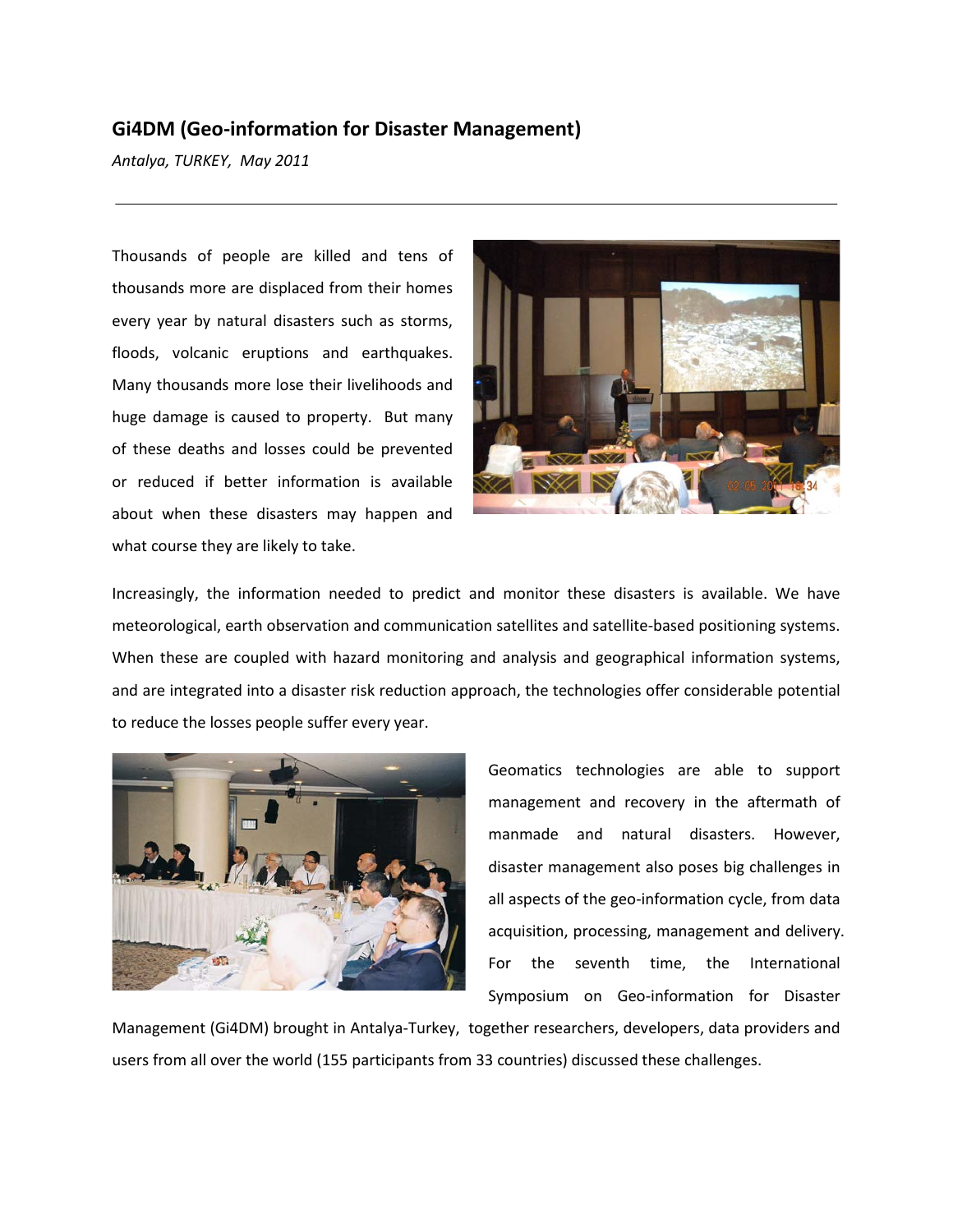# Gi4DM (Geo-information for Disaster Management)

*Antalya, TURKEY, May 2011*

---

Thousands of people are killed and tens of thousands more are displaced from their homes every year by natural disasters such as storms, floods, volcanic eruptions and earthquakes. Many thousands more lose their livelihoods and huge damage is caused to property. But many of these deaths and losses could be prevented or reduced if better information is available about when these disasters may happen and what course they are likely to take.

Increasingly, the information needed to predict and monitor these disasters is available. We have meteorological, earth observation and communication satellites and satellite-based positioning systems. When these are coupled with hazard monitoring and analysis and geographical information systems, and are integrated into a disaster risk reduction approach, the technologies offer considerable potential to reduce the losses people suffer every year.

Geomatics technologies are able to support management and recovery in the aftermath of manmade and natural disasters. However, disaster management also poses big challenges in all aspects of the geo-information cycle, from data acquisition, processing, management and delivery. For the seventh time, the International Symposium on Geo-information for Disaster Management (Gi4DM) brought in Antalya-Turkey, together researchers, developers, data providers and users from all over the world (155 participants from 33 countries) discussed these challenges.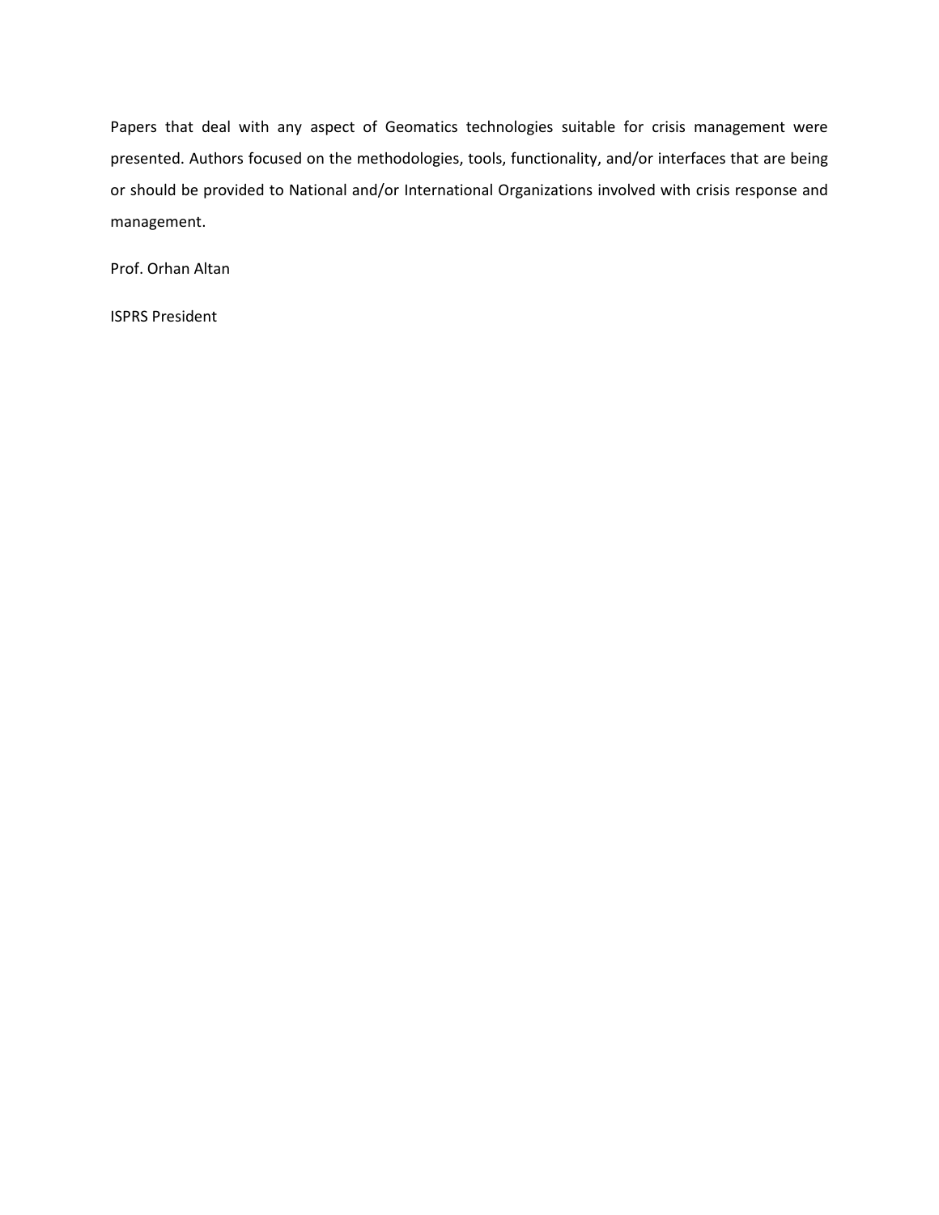Papers that deal with any aspect of Geomatics technologies suitable for crisis management were presented. Authors focused on the methodologies, tools, functionality, and/or interfaces that are being or should be provided to National and/or International Organizations involved with crisis response and management.

Prof. Orhan Altan

ISPRS President